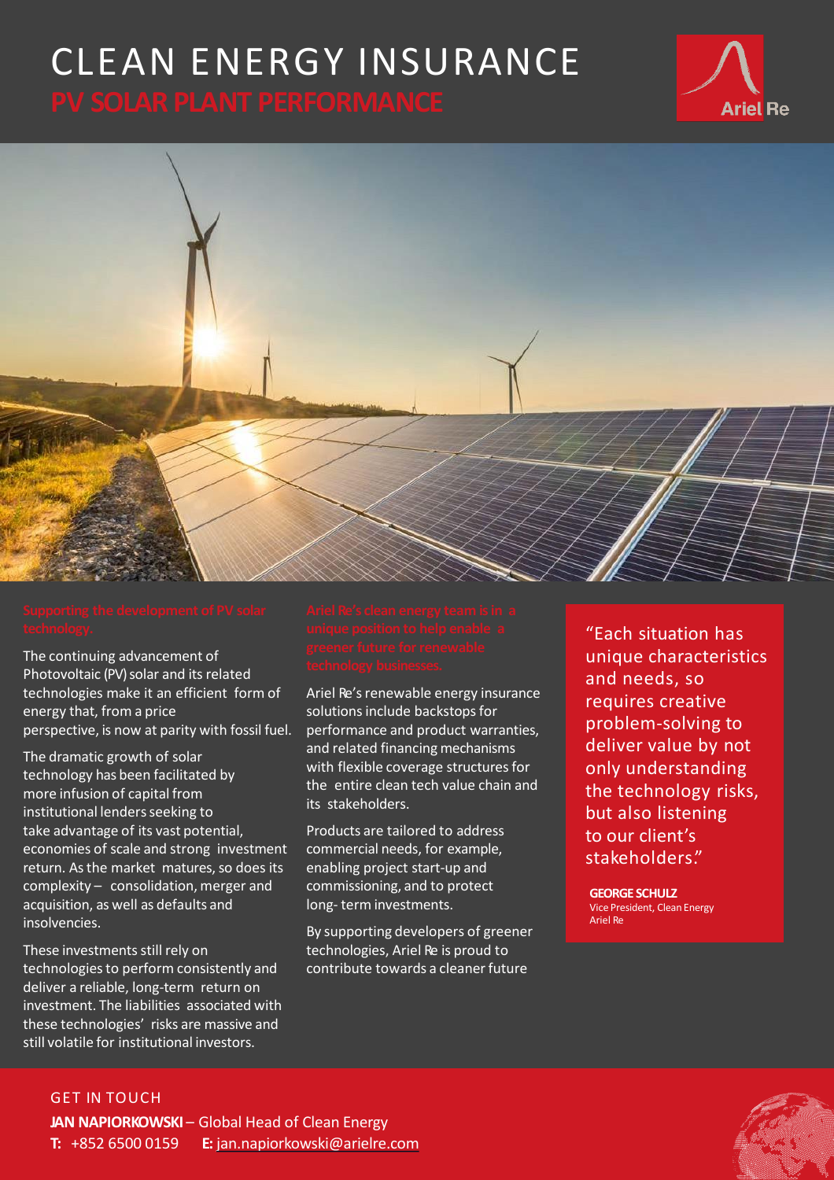# CLEAN ENERGY INSURANCE

## PV SOLAR PLANT PERFORMANCE

### Supporting the development of PV solar technology.

The continuing advancement of Photovoltaic (PV) solar and its related technologies make it an efficient form of energy that, from a price perspective, is now at parity with fossil fuel.

The dramatic growth of solar technology has been facilitated by more infusion of capital from institutional lenders seeking to take advantage of its vast potential, economies of scale and strong investment return. As the market matures, so does its complexity – consolidation, merger and acquisition, as well as defaults and insolvencies.

These investments still rely on technologies to perform consistently and deliver a reliable, long-term return on investment. The liabilities associated with these technologies' risks are massive and still volatile for institutional investors.

### Ariel Re's clean energy team is in a unique position to help enable a greener future for renewable technology businesses.

Ariel Re's renewable energy insurance solutions include backstops for performance and product warranties, and related financing mechanisms with flexible coverage structures for the entire clean tech value chain and its stakeholders.

Products are tailored to address commercial needs, for example, enabling project start-up and commissioning, and to protect long- term investments.

By supporting developers of greener technologies, Ariel Re is proud to contribute towards a cleaner future

> "Each situation has unique characteristics and needs, so requires creative problem-solving to deliver value by not only understanding the technology risks, but also listening to our client's stakeholders."
>
> **GEORGE SCHULZ**
> Vice President, Clean Energy
> Ariel Re

GET IN TOUCH

**JAN NAPIORKOWSKI** – Global Head of Clean Energy

**T:** +852 6500 0159 **E:** jan.napiorkowski@arielre.com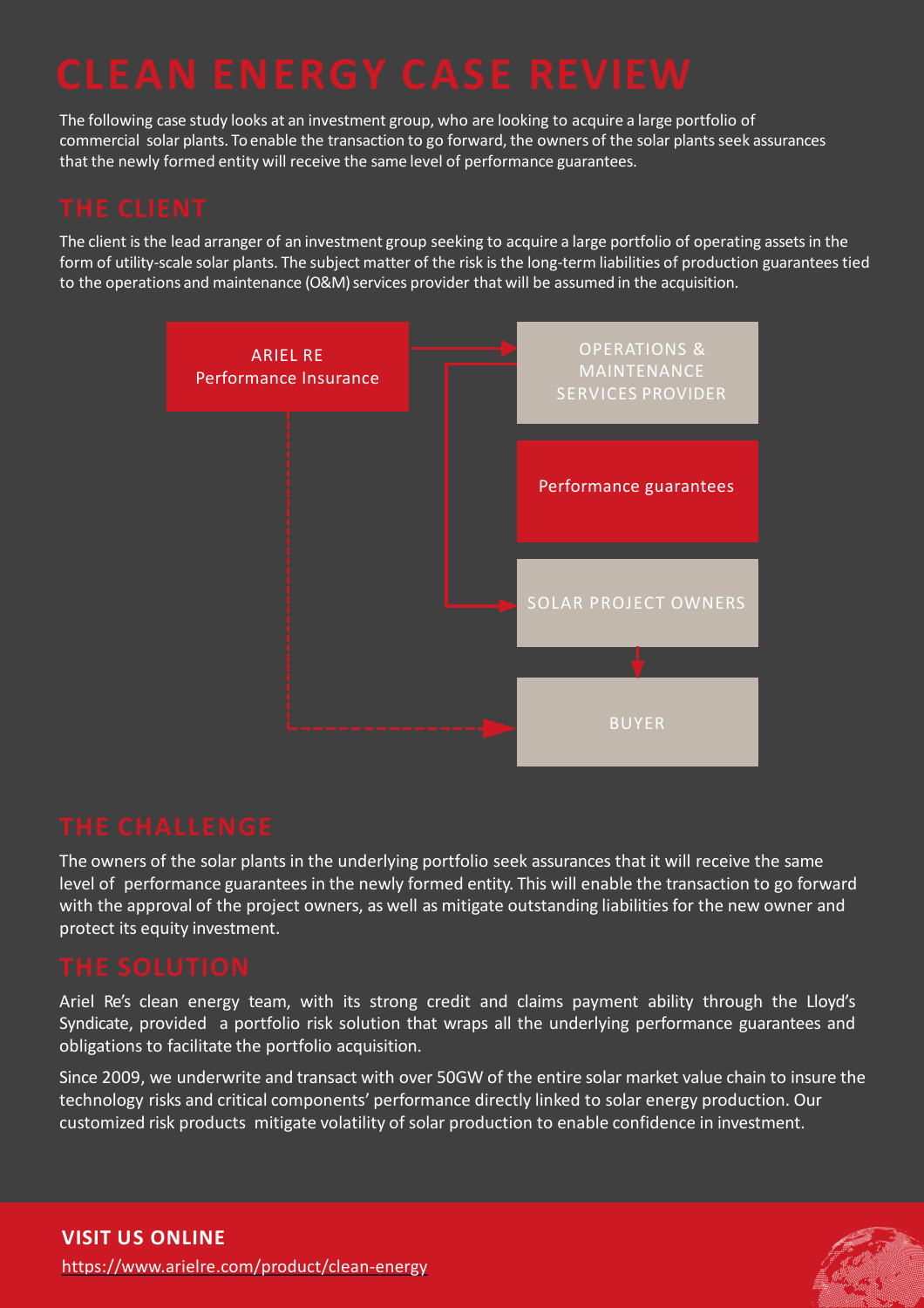# CLEAN ENERGY CASE REVIEW

The following case study looks at an investment group, who are looking to acquire a large portfolio of commercial solar plants. To enable the transaction to go forward, the owners of the solar plants seek assurances that the newly formed entity will receive the same level of performance guarantees.

## THE CLIENT

The client is the lead arranger of an investment group seeking to acquire a large portfolio of operating assets in the form of utility-scale solar plants. The subject matter of the risk is the long-term liabilities of production guarantees tied to the operations and maintenance (O&M) services provider that will be assumed in the acquisition.

ARIEL RE
Performance Insurance

OPERATIONS & MAINTENANCE SERVICES PROVIDER

Performance guarantees

SOLAR PROJECT OWNERS

BUYER

## THE CHALLENGE

The owners of the solar plants in the underlying portfolio seek assurances that it will receive the same level of performance guarantees in the newly formed entity. This will enable the transaction to go forward with the approval of the project owners, as well as mitigate outstanding liabilities for the new owner and protect its equity investment.

## THE SOLUTION

Ariel Re's clean energy team, with its strong credit and claims payment ability through the Lloyd's Syndicate, provided a portfolio risk solution that wraps all the underlying performance guarantees and obligations to facilitate the portfolio acquisition.

Since 2009, we underwrite and transact with over 50GW of the entire solar market value chain to insure the technology risks and critical components' performance directly linked to solar energy production. Our customized risk products mitigate volatility of solar production to enable confidence in investment.

**VISIT US ONLINE**

https://www.arielre.com/product/clean-energy